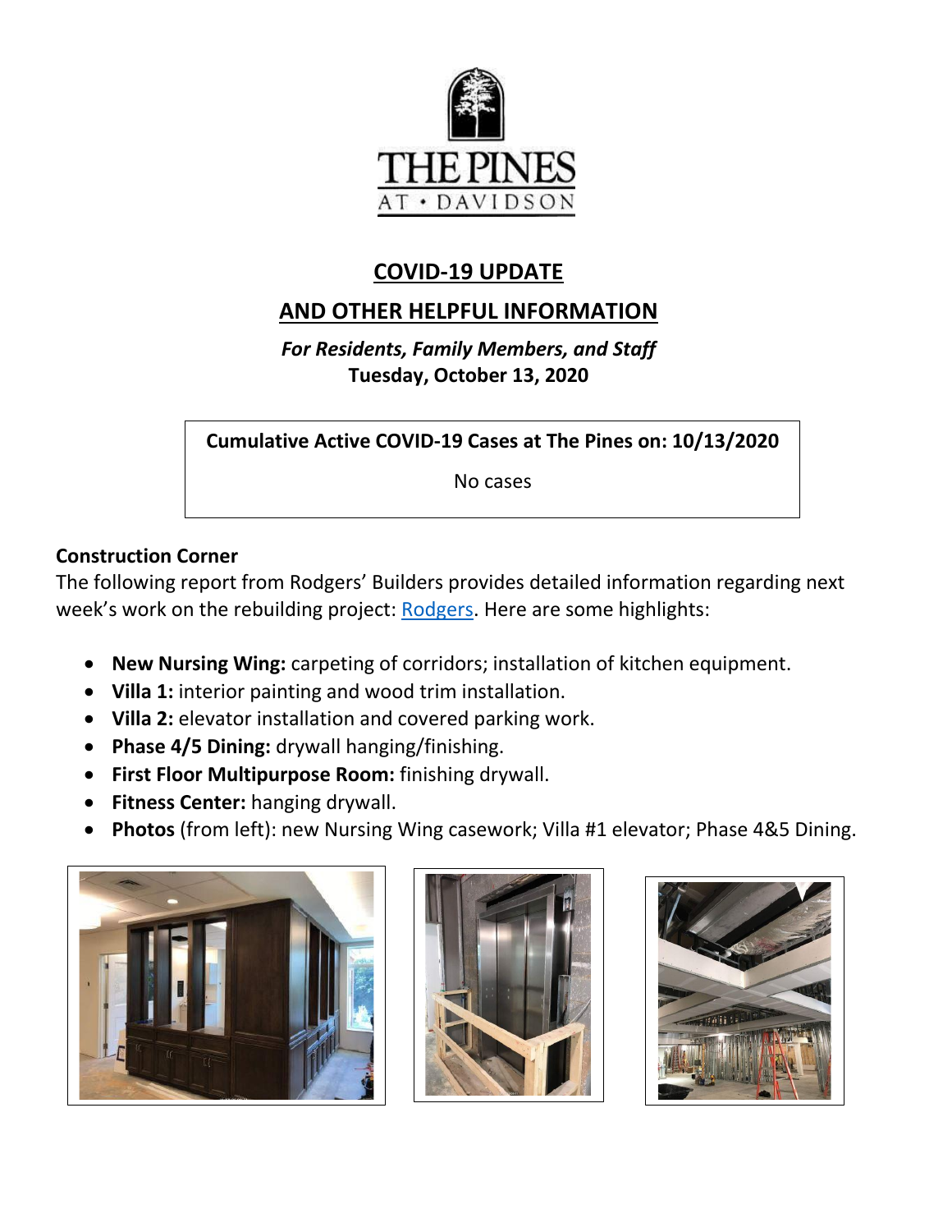# COVID-19 UPDATE

## AND OTHER HELPFUL INFORMATION

***For Residents, Family Members, and Staff***
**Tuesday, October 13, 2020**

| **Cumulative Active COVID-19 Cases at The Pines on: 10/13/2020** |
| --- |
| No cases |

**Construction Corner**
The following report from Rodgers' Builders provides detailed information regarding next week's work on the rebuilding project: Rodgers. Here are some highlights:

- **New Nursing Wing:** carpeting of corridors; installation of kitchen equipment.
- **Villa 1:** interior painting and wood trim installation.
- **Villa 2:** elevator installation and covered parking work.
- **Phase 4/5 Dining:** drywall hanging/finishing.
- **First Floor Multipurpose Room:** finishing drywall.
- **Fitness Center:** hanging drywall.
- **Photos** (from left): new Nursing Wing casework; Villa #1 elevator; Phase 4&5 Dining.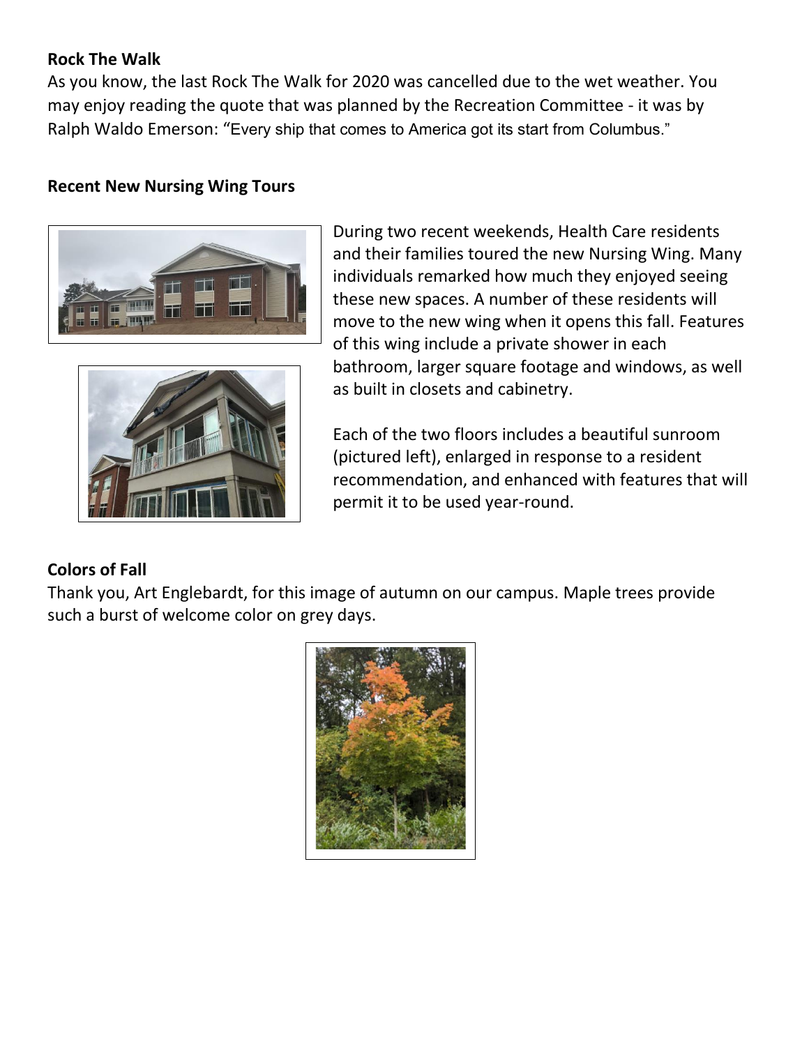**Rock The Walk**

As you know, the last Rock The Walk for 2020 was cancelled due to the wet weather. You may enjoy reading the quote that was planned by the Recreation Committee - it was by Ralph Waldo Emerson: "Every ship that comes to America got its start from Columbus."

**Recent New Nursing Wing Tours**

During two recent weekends, Health Care residents and their families toured the new Nursing Wing. Many individuals remarked how much they enjoyed seeing these new spaces. A number of these residents will move to the new wing when it opens this fall. Features of this wing include a private shower in each bathroom, larger square footage and windows, as well as built in closets and cabinetry.

Each of the two floors includes a beautiful sunroom (pictured left), enlarged in response to a resident recommendation, and enhanced with features that will permit it to be used year-round.

**Colors of Fall**

Thank you, Art Englebardt, for this image of autumn on our campus. Maple trees provide such a burst of welcome color on grey days.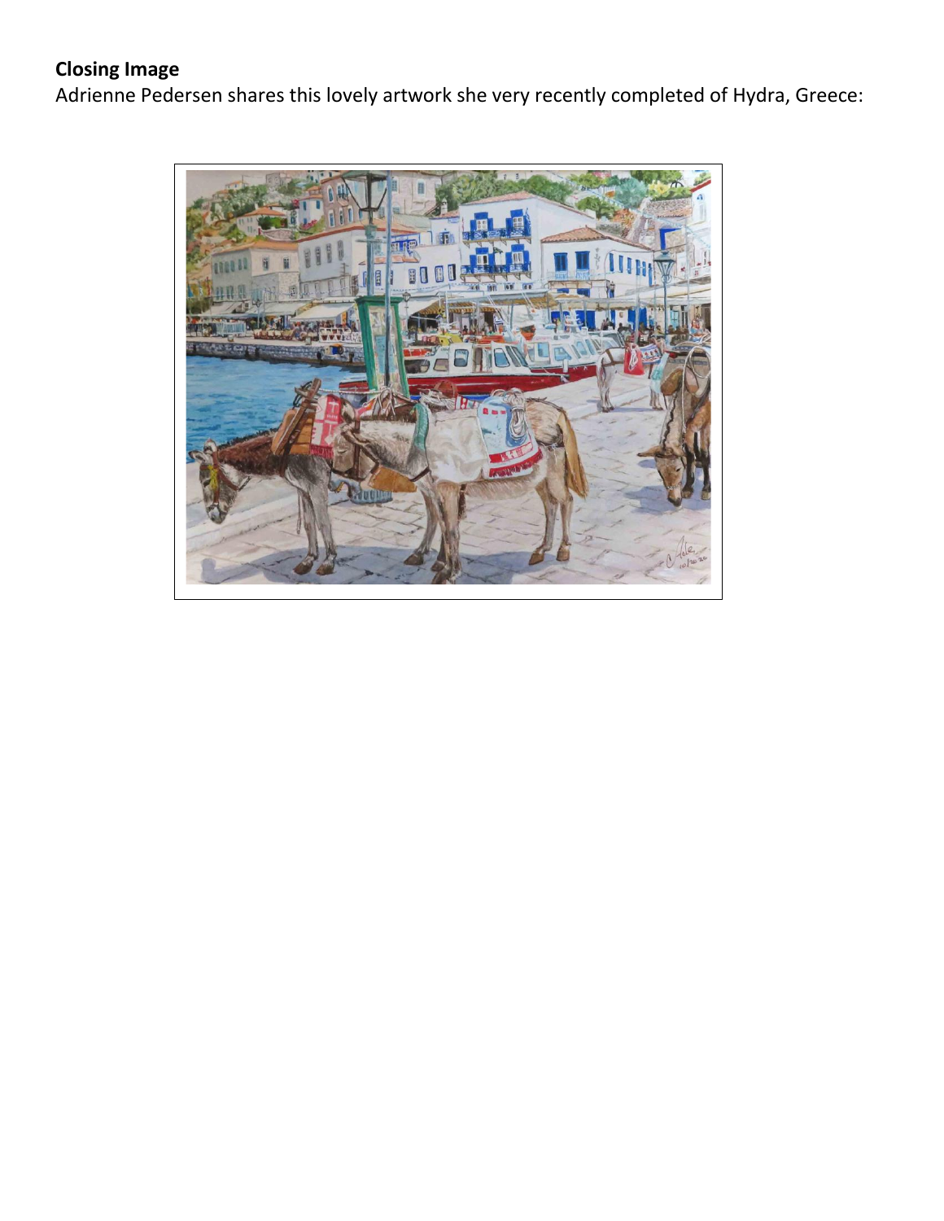**Closing Image**

Adrienne Pedersen shares this lovely artwork she very recently completed of Hydra, Greece: